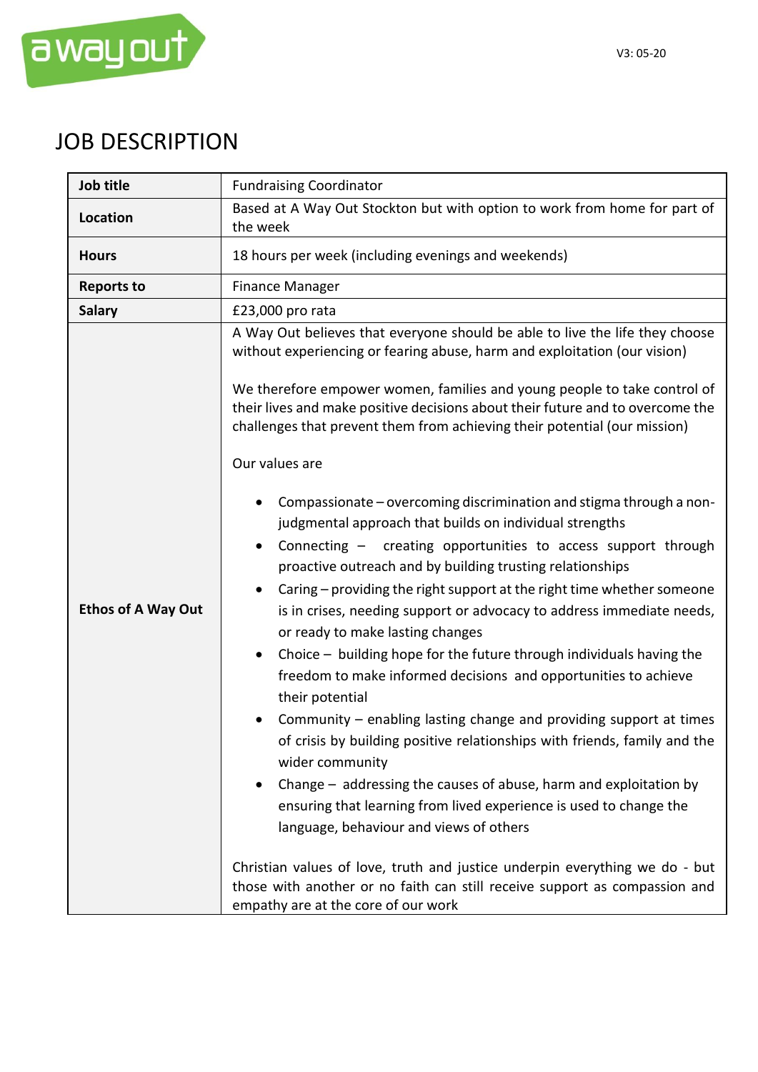V3: 05-20

# JOB DESCRIPTION

| | |
|---|---|
| **Job title** | Fundraising Coordinator |
| **Location** | Based at A Way Out Stockton but with option to work from home for part of the week |
| **Hours** | 18 hours per week (including evenings and weekends) |
| **Reports to** | Finance Manager |
| **Salary** | £23,000 pro rata |
| **Ethos of A Way Out** | A Way Out believes that everyone should be able to live the life they choose without experiencing or fearing abuse, harm and exploitation (our vision)<br><br>We therefore empower women, families and young people to take control of their lives and make positive decisions about their future and to overcome the challenges that prevent them from achieving their potential (our mission)<br><br>Our values are<br><br>• Compassionate – overcoming discrimination and stigma through a non-judgmental approach that builds on individual strengths<br>• Connecting – creating opportunities to access support through proactive outreach and by building trusting relationships<br>• Caring – providing the right support at the right time whether someone is in crises, needing support or advocacy to address immediate needs, or ready to make lasting changes<br>• Choice – building hope for the future through individuals having the freedom to make informed decisions and opportunities to achieve their potential<br>• Community – enabling lasting change and providing support at times of crisis by building positive relationships with friends, family and the wider community<br>• Change – addressing the causes of abuse, harm and exploitation by ensuring that learning from lived experience is used to change the language, behaviour and views of others<br><br>Christian values of love, truth and justice underpin everything we do - but those with another or no faith can still receive support as compassion and empathy are at the core of our work |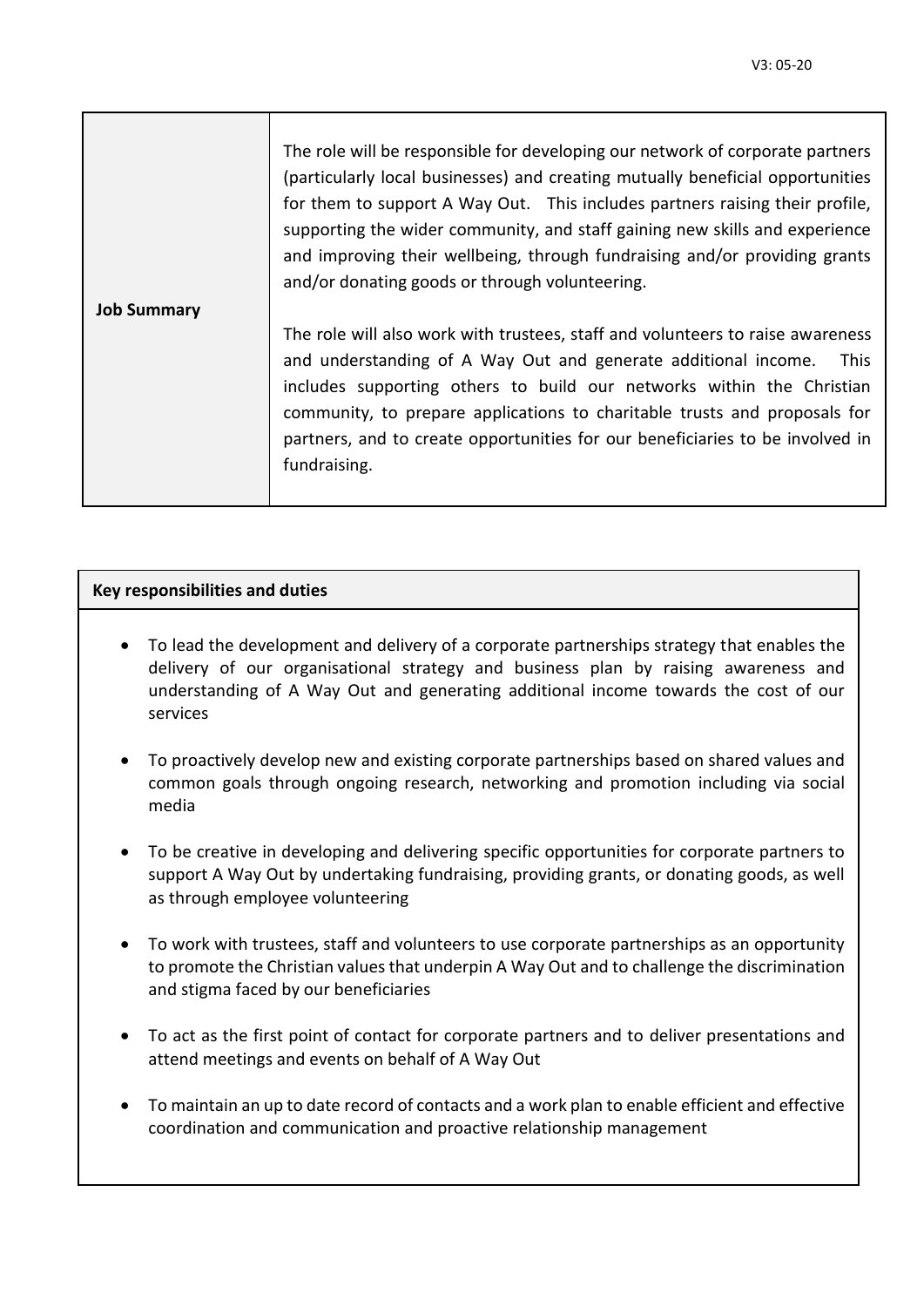| **Job Summary** | The role will be responsible for developing our network of corporate partners (particularly local businesses) and creating mutually beneficial opportunities for them to support A Way Out. This includes partners raising their profile, supporting the wider community, and staff gaining new skills and experience and improving their wellbeing, through fundraising and/or providing grants and/or donating goods or through volunteering.<br><br>The role will also work with trustees, staff and volunteers to raise awareness and understanding of A Way Out and generate additional income. This includes supporting others to build our networks within the Christian community, to prepare applications to charitable trusts and proposals for partners, and to create opportunities for our beneficiaries to be involved in fundraising. |
|---|---|

**Key responsibilities and duties**

- To lead the development and delivery of a corporate partnerships strategy that enables the delivery of our organisational strategy and business plan by raising awareness and understanding of A Way Out and generating additional income towards the cost of our services
- To proactively develop new and existing corporate partnerships based on shared values and common goals through ongoing research, networking and promotion including via social media
- To be creative in developing and delivering specific opportunities for corporate partners to support A Way Out by undertaking fundraising, providing grants, or donating goods, as well as through employee volunteering
- To work with trustees, staff and volunteers to use corporate partnerships as an opportunity to promote the Christian values that underpin A Way Out and to challenge the discrimination and stigma faced by our beneficiaries
- To act as the first point of contact for corporate partners and to deliver presentations and attend meetings and events on behalf of A Way Out
- To maintain an up to date record of contacts and a work plan to enable efficient and effective coordination and communication and proactive relationship management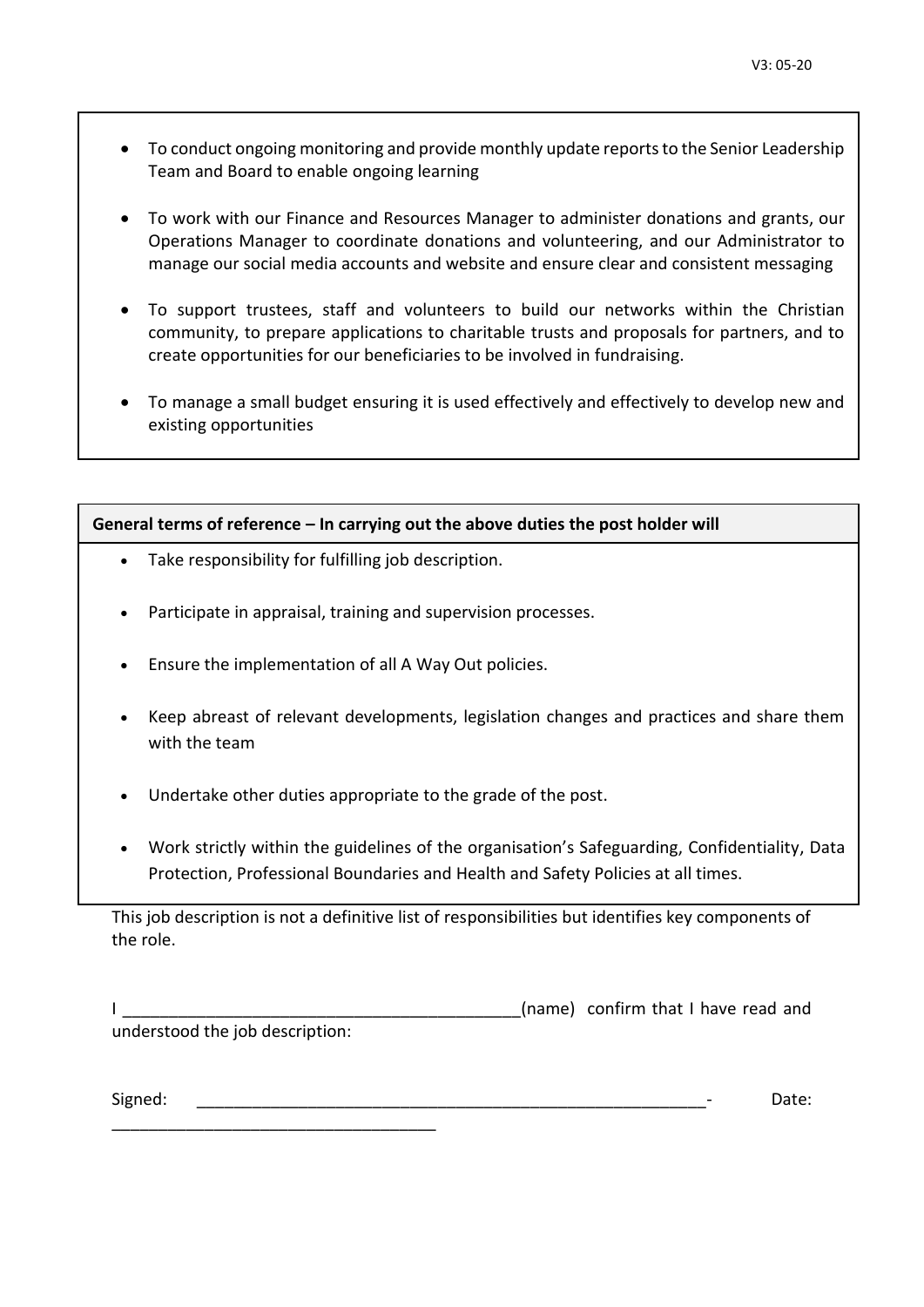- To conduct ongoing monitoring and provide monthly update reports to the Senior Leadership Team and Board to enable ongoing learning

- To work with our Finance and Resources Manager to administer donations and grants, our Operations Manager to coordinate donations and volunteering, and our Administrator to manage our social media accounts and website and ensure clear and consistent messaging

- To support trustees, staff and volunteers to build our networks within the Christian community, to prepare applications to charitable trusts and proposals for partners, and to create opportunities for our beneficiaries to be involved in fundraising.

- To manage a small budget ensuring it is used effectively and effectively to develop new and existing opportunities

**General terms of reference – In carrying out the above duties the post holder will**

- Take responsibility for fulfilling job description.

- Participate in appraisal, training and supervision processes.

- Ensure the implementation of all A Way Out policies.

- Keep abreast of relevant developments, legislation changes and practices and share them with the team

- Undertake other duties appropriate to the grade of the post.

- Work strictly within the guidelines of the organisation's Safeguarding, Confidentiality, Data Protection, Professional Boundaries and Health and Safety Policies at all times.

This job description is not a definitive list of responsibilities but identifies key components of the role.

I ___________________________________________(name) confirm that I have read and understood the job description:

Signed: ________________________________________________________- Date: ___________________________________